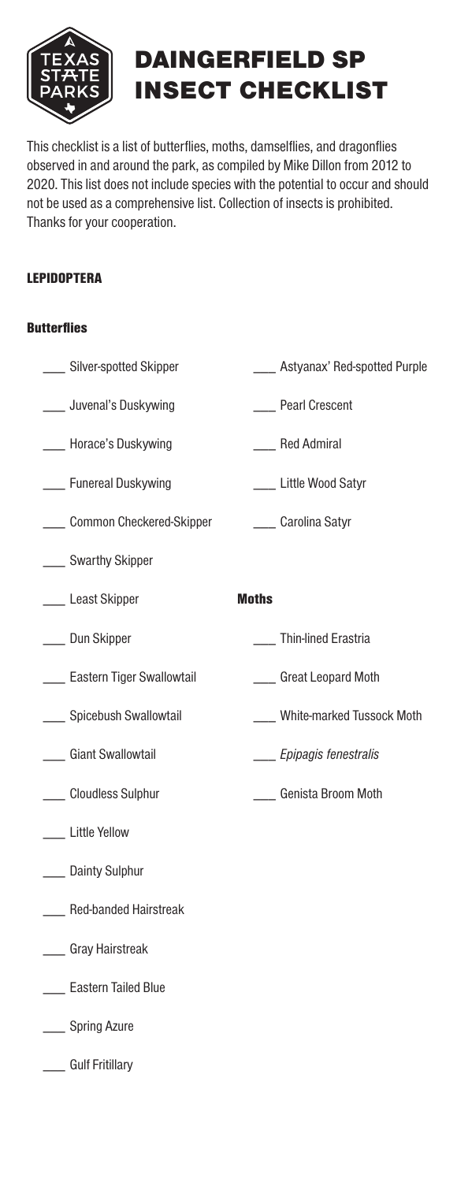# DAINGERFIELD SP INSECT CHECKLIST

This checklist is a list of butterflies, moths, damselflies, and dragonflies observed in and around the park, as compiled by Mike Dillon from 2012 to 2020. This list does not include species with the potential to occur and should not be used as a comprehensive list. Collection of insects is prohibited. Thanks for your cooperation.

## LEPIDOPTERA

### Butterflies

- ___ Silver-spotted Skipper
- ___ Juvenal's Duskywing
- ___ Horace's Duskywing
- ___ Funereal Duskywing
- ___ Common Checkered-Skipper
- ___ Swarthy Skipper
- ___ Least Skipper
- ___ Dun Skipper
- ___ Eastern Tiger Swallowtail
- ___ Spicebush Swallowtail
- ___ Giant Swallowtail
- ___ Cloudless Sulphur
- ___ Little Yellow
- ___ Dainty Sulphur
- ___ Red-banded Hairstreak
- ___ Gray Hairstreak
- ___ Eastern Tailed Blue
- ___ Spring Azure
- ___ Gulf Fritillary
- ___ Astyanax' Red-spotted Purple
- ___ Pearl Crescent
- ___ Red Admiral
- ___ Little Wood Satyr
- ___ Carolina Satyr

### Moths

- ___ Thin-lined Erastria
- ___ Great Leopard Moth
- ___ White-marked Tussock Moth
- ___ *Epipagis fenestralis*
- ___ Genista Broom Moth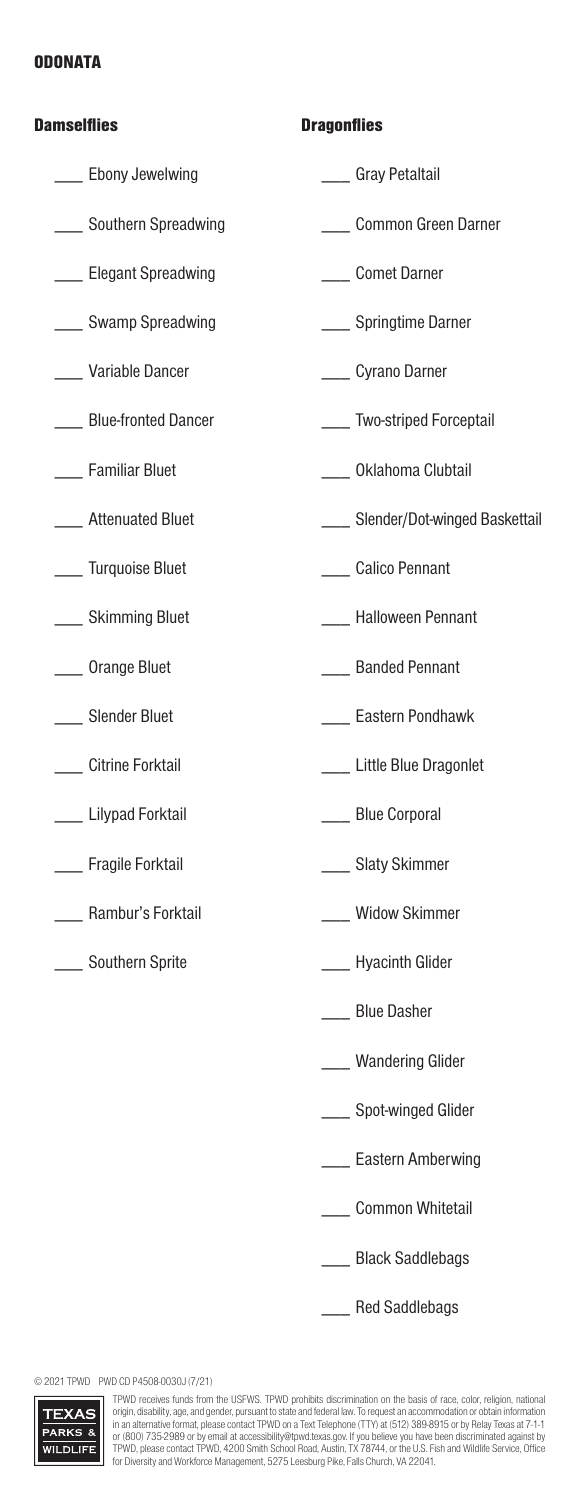## ODONATA

### Damselflies

- ___ Ebony Jewelwing
- ___ Southern Spreadwing
- ___ Elegant Spreadwing
- ___ Swamp Spreadwing
- ___ Variable Dancer
- ___ Blue-fronted Dancer
- ___ Familiar Bluet
- ___ Attenuated Bluet
- ___ Turquoise Bluet
- ___ Skimming Bluet
- ___ Orange Bluet
- ___ Slender Bluet
- ___ Citrine Forktail
- ___ Lilypad Forktail
- ___ Fragile Forktail
- ___ Rambur's Forktail
- ___ Southern Sprite

### Dragonflies

- ___ Gray Petaltail
- ___ Common Green Darner
- ___ Comet Darner
- ___ Springtime Darner
- ___ Cyrano Darner
- ___ Two-striped Forceptail
- ___ Oklahoma Clubtail
- ___ Slender/Dot-winged Baskettail
- ___ Calico Pennant
- ___ Halloween Pennant
- ___ Banded Pennant
- ___ Eastern Pondhawk
- ___ Little Blue Dragonlet
- ___ Blue Corporal
- ___ Slaty Skimmer
- ___ Widow Skimmer
- ___ Hyacinth Glider
- ___ Blue Dasher
- ___ Wandering Glider
- ___ Spot-winged Glider
- ___ Eastern Amberwing
- ___ Common Whitetail
- ___ Black Saddlebags
- ___ Red Saddlebags

© 2021 TPWD PWD CD P4508-0030J (7/21)

TEXAS PARKS & WILDLIFE

TPWD receives funds from the USFWS. TPWD prohibits discrimination on the basis of race, color, religion, national origin, disability, age, and gender, pursuant to state and federal law. To request an accommodation or obtain information in an alternative format, please contact TPWD on a Text Telephone (TTY) at (512) 389-8915 or by Relay Texas at 7-1-1 or (800) 735-2989 or by email at accessibility@tpwd.texas.gov. If you believe you have been discriminated against by TPWD, please contact TPWD, 4200 Smith School Road, Austin, TX 78744, or the U.S. Fish and Wildlife Service, Office for Diversity and Workforce Management, 5275 Leesburg Pike, Falls Church, VA 22041.